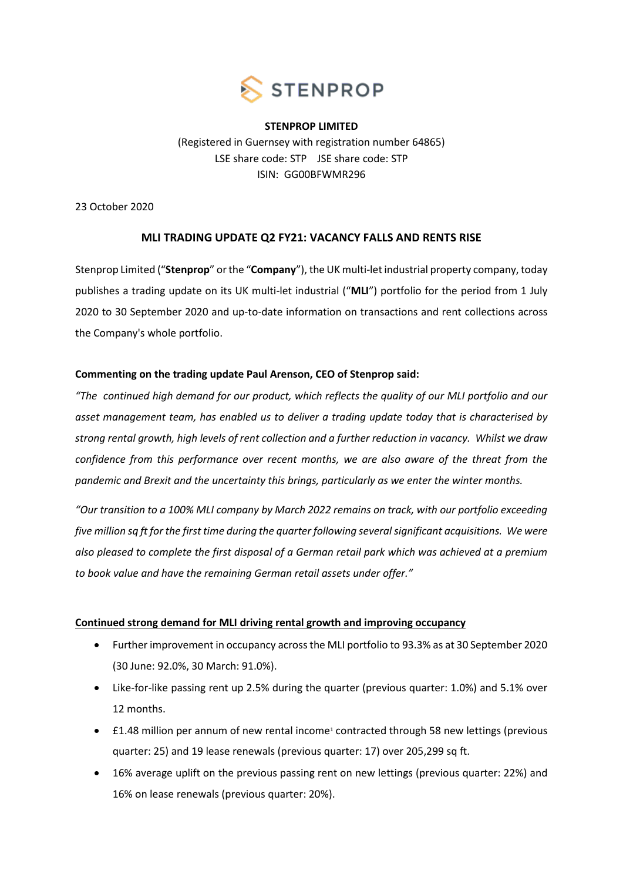**STENPROP LIMITED**

(Registered in Guernsey with registration number 64865)

LSE share code: STP JSE share code: STP

ISIN: GG00BFWMR296

23 October 2020

## MLI TRADING UPDATE Q2 FY21: VACANCY FALLS AND RENTS RISE

Stenprop Limited ("**Stenprop**" or the "**Company**"), the UK multi-let industrial property company, today publishes a trading update on its UK multi-let industrial ("**MLI**") portfolio for the period from 1 July 2020 to 30 September 2020 and up-to-date information on transactions and rent collections across the Company's whole portfolio.

**Commenting on the trading update Paul Arenson, CEO of Stenprop said:**

*"The continued high demand for our product, which reflects the quality of our MLI portfolio and our asset management team, has enabled us to deliver a trading update today that is characterised by strong rental growth, high levels of rent collection and a further reduction in vacancy. Whilst we draw confidence from this performance over recent months, we are also aware of the threat from the pandemic and Brexit and the uncertainty this brings, particularly as we enter the winter months.*

*"Our transition to a 100% MLI company by March 2022 remains on track, with our portfolio exceeding five million sq ft for the first time during the quarter following several significant acquisitions. We were also pleased to complete the first disposal of a German retail park which was achieved at a premium to book value and have the remaining German retail assets under offer."*

**Continued strong demand for MLI driving rental growth and improving occupancy**

- Further improvement in occupancy across the MLI portfolio to 93.3% as at 30 September 2020 (30 June: 92.0%, 30 March: 91.0%).
- Like-for-like passing rent up 2.5% during the quarter (previous quarter: 1.0%) and 5.1% over 12 months.
- £1.48 million per annum of new rental income[1] contracted through 58 new lettings (previous quarter: 25) and 19 lease renewals (previous quarter: 17) over 205,299 sq ft.
- 16% average uplift on the previous passing rent on new lettings (previous quarter: 22%) and 16% on lease renewals (previous quarter: 20%).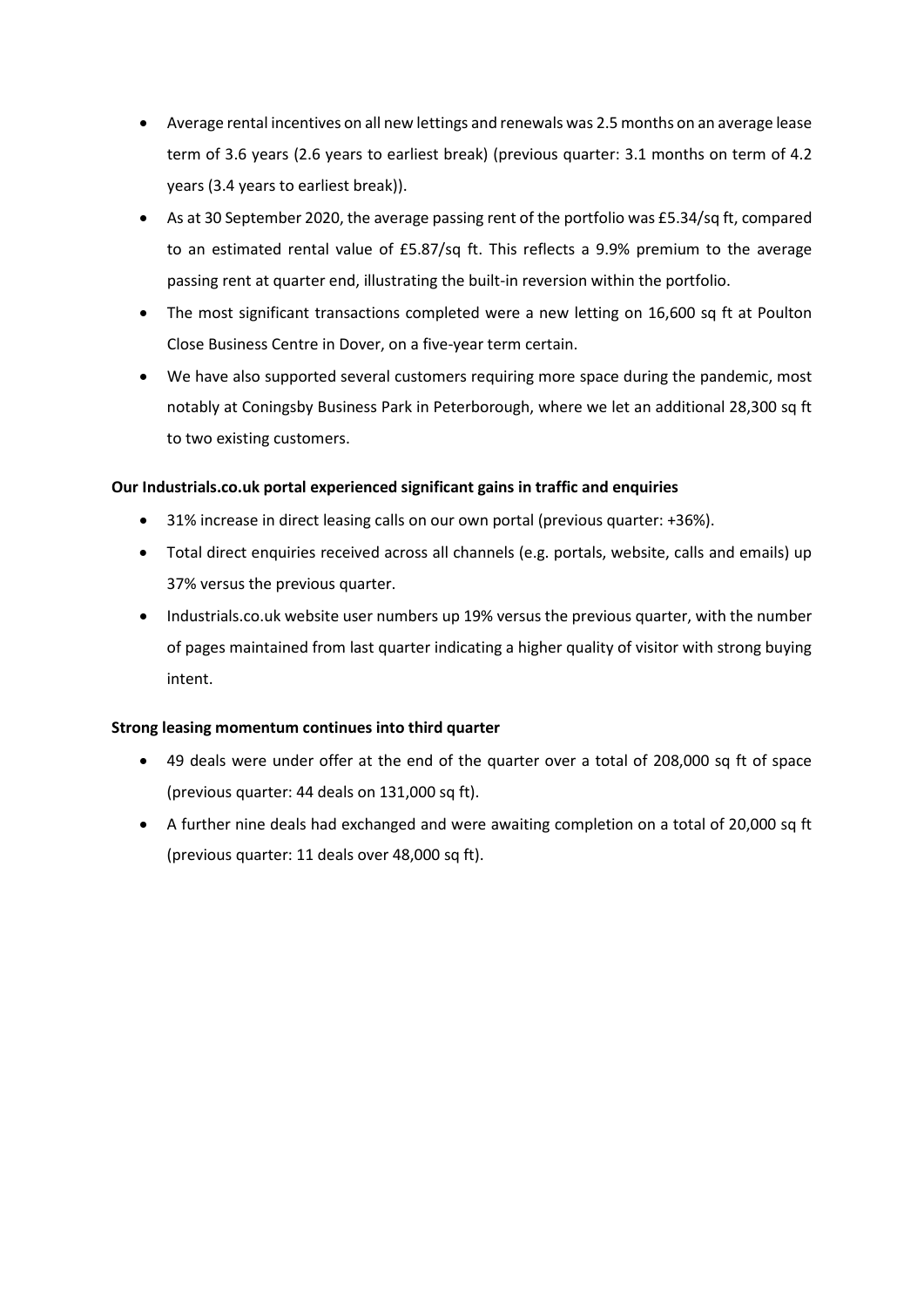- Average rental incentives on all new lettings and renewals was 2.5 months on an average lease term of 3.6 years (2.6 years to earliest break) (previous quarter: 3.1 months on term of 4.2 years (3.4 years to earliest break)).
- As at 30 September 2020, the average passing rent of the portfolio was £5.34/sq ft, compared to an estimated rental value of £5.87/sq ft. This reflects a 9.9% premium to the average passing rent at quarter end, illustrating the built-in reversion within the portfolio.
- The most significant transactions completed were a new letting on 16,600 sq ft at Poulton Close Business Centre in Dover, on a five-year term certain.
- We have also supported several customers requiring more space during the pandemic, most notably at Coningsby Business Park in Peterborough, where we let an additional 28,300 sq ft to two existing customers.

**Our Industrials.co.uk portal experienced significant gains in traffic and enquiries**

- 31% increase in direct leasing calls on our own portal (previous quarter: +36%).
- Total direct enquiries received across all channels (e.g. portals, website, calls and emails) up 37% versus the previous quarter.
- Industrials.co.uk website user numbers up 19% versus the previous quarter, with the number of pages maintained from last quarter indicating a higher quality of visitor with strong buying intent.

**Strong leasing momentum continues into third quarter**

- 49 deals were under offer at the end of the quarter over a total of 208,000 sq ft of space (previous quarter: 44 deals on 131,000 sq ft).
- A further nine deals had exchanged and were awaiting completion on a total of 20,000 sq ft (previous quarter: 11 deals over 48,000 sq ft).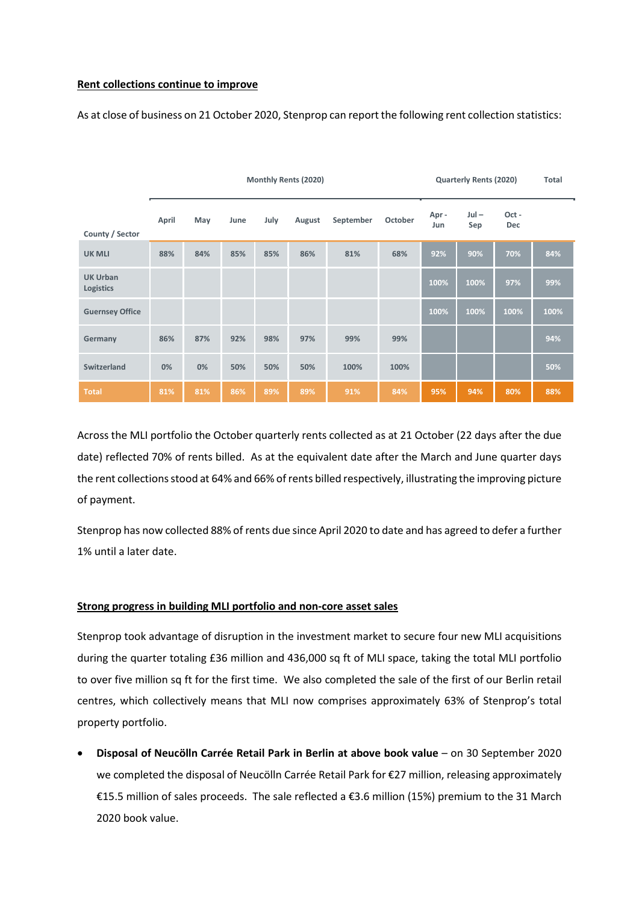**Rent collections continue to improve**

As at close of business on 21 October 2020, Stenprop can report the following rent collection statistics:

| | Monthly Rents (2020) | | | | | | | Quarterly Rents (2020) | | | Total |
|---|---|---|---|---|---|---|---|---|---|---|---|
| County / Sector | April | May | June | July | August | September | October | Apr - Jun | Jul – Sep | Oct - Dec | |
| UK MLI | 88% | 84% | 85% | 85% | 86% | 81% | 68% | 92% | 90% | 70% | 84% |
| UK Urban Logistics | | | | | | | | 100% | 100% | 97% | 99% |
| Guernsey Office | | | | | | | | 100% | 100% | 100% | 100% |
| Germany | 86% | 87% | 92% | 98% | 97% | 99% | 99% | | | | 94% |
| Switzerland | 0% | 0% | 50% | 50% | 50% | 100% | 100% | | | | 50% |
| Total | 81% | 81% | 86% | 89% | 89% | 91% | 84% | 95% | 94% | 80% | 88% |

Across the MLI portfolio the October quarterly rents collected as at 21 October (22 days after the due date) reflected 70% of rents billed. As at the equivalent date after the March and June quarter days the rent collections stood at 64% and 66% of rents billed respectively, illustrating the improving picture of payment.

Stenprop has now collected 88% of rents due since April 2020 to date and has agreed to defer a further 1% until a later date.

**Strong progress in building MLI portfolio and non-core asset sales**

Stenprop took advantage of disruption in the investment market to secure four new MLI acquisitions during the quarter totaling £36 million and 436,000 sq ft of MLI space, taking the total MLI portfolio to over five million sq ft for the first time. We also completed the sale of the first of our Berlin retail centres, which collectively means that MLI now comprises approximately 63% of Stenprop's total property portfolio.

- **Disposal of Neucölln Carrée Retail Park in Berlin at above book value** – on 30 September 2020 we completed the disposal of Neucölln Carrée Retail Park for €27 million, releasing approximately €15.5 million of sales proceeds. The sale reflected a €3.6 million (15%) premium to the 31 March 2020 book value.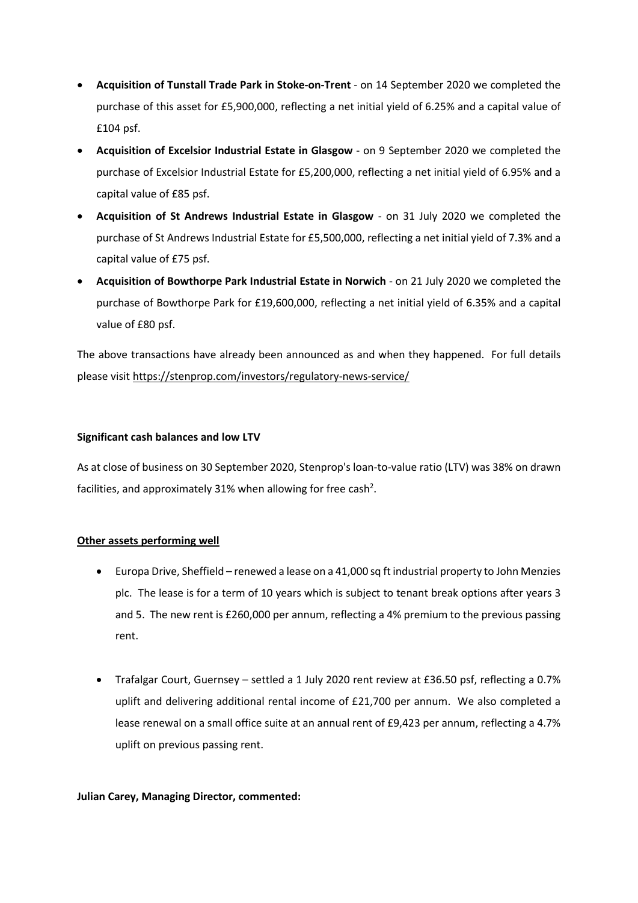- **Acquisition of Tunstall Trade Park in Stoke-on-Trent** - on 14 September 2020 we completed the purchase of this asset for £5,900,000, reflecting a net initial yield of 6.25% and a capital value of £104 psf.
- **Acquisition of Excelsior Industrial Estate in Glasgow** - on 9 September 2020 we completed the purchase of Excelsior Industrial Estate for £5,200,000, reflecting a net initial yield of 6.95% and a capital value of £85 psf.
- **Acquisition of St Andrews Industrial Estate in Glasgow** - on 31 July 2020 we completed the purchase of St Andrews Industrial Estate for £5,500,000, reflecting a net initial yield of 7.3% and a capital value of £75 psf.
- **Acquisition of Bowthorpe Park Industrial Estate in Norwich** - on 21 July 2020 we completed the purchase of Bowthorpe Park for £19,600,000, reflecting a net initial yield of 6.35% and a capital value of £80 psf.

The above transactions have already been announced as and when they happened. For full details please visit https://stenprop.com/investors/regulatory-news-service/

**Significant cash balances and low LTV**

As at close of business on 30 September 2020, Stenprop's loan-to-value ratio (LTV) was 38% on drawn facilities, and approximately 31% when allowing for free cash[2].

**Other assets performing well**

- Europa Drive, Sheffield – renewed a lease on a 41,000 sq ft industrial property to John Menzies plc. The lease is for a term of 10 years which is subject to tenant break options after years 3 and 5. The new rent is £260,000 per annum, reflecting a 4% premium to the previous passing rent.

- Trafalgar Court, Guernsey – settled a 1 July 2020 rent review at £36.50 psf, reflecting a 0.7% uplift and delivering additional rental income of £21,700 per annum. We also completed a lease renewal on a small office suite at an annual rent of £9,423 per annum, reflecting a 4.7% uplift on previous passing rent.

**Julian Carey, Managing Director, commented:**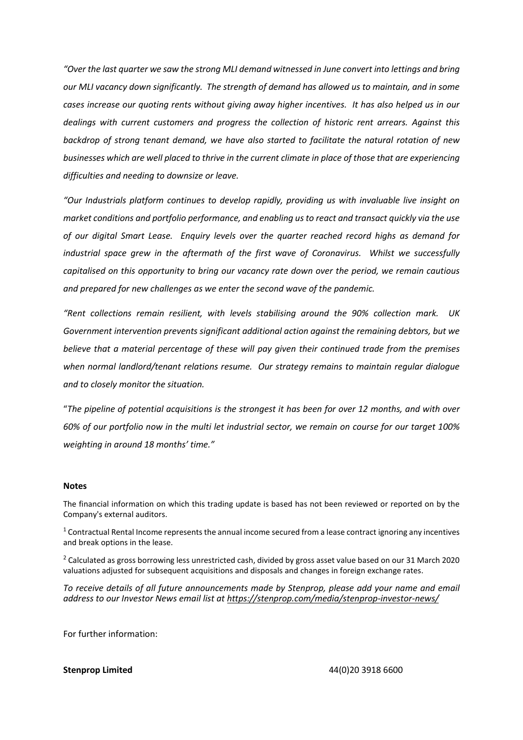*"Over the last quarter we saw the strong MLI demand witnessed in June convert into lettings and bring our MLI vacancy down significantly. The strength of demand has allowed us to maintain, and in some cases increase our quoting rents without giving away higher incentives. It has also helped us in our dealings with current customers and progress the collection of historic rent arrears. Against this backdrop of strong tenant demand, we have also started to facilitate the natural rotation of new businesses which are well placed to thrive in the current climate in place of those that are experiencing difficulties and needing to downsize or leave.*

*"Our Industrials platform continues to develop rapidly, providing us with invaluable live insight on market conditions and portfolio performance, and enabling us to react and transact quickly via the use of our digital Smart Lease. Enquiry levels over the quarter reached record highs as demand for industrial space grew in the aftermath of the first wave of Coronavirus. Whilst we successfully capitalised on this opportunity to bring our vacancy rate down over the period, we remain cautious and prepared for new challenges as we enter the second wave of the pandemic.*

*"Rent collections remain resilient, with levels stabilising around the 90% collection mark. UK Government intervention prevents significant additional action against the remaining debtors, but we believe that a material percentage of these will pay given their continued trade from the premises when normal landlord/tenant relations resume. Our strategy remains to maintain regular dialogue and to closely monitor the situation.*

*"The pipeline of potential acquisitions is the strongest it has been for over 12 months, and with over 60% of our portfolio now in the multi let industrial sector, we remain on course for our target 100% weighting in around 18 months' time."*

**Notes**

The financial information on which this trading update is based has not been reviewed or reported on by the Company's external auditors.

[1] Contractual Rental Income represents the annual income secured from a lease contract ignoring any incentives and break options in the lease.

[2] Calculated as gross borrowing less unrestricted cash, divided by gross asset value based on our 31 March 2020 valuations adjusted for subsequent acquisitions and disposals and changes in foreign exchange rates.

*To receive details of all future announcements made by Stenprop, please add your name and email address to our Investor News email list at https://stenprop.com/media/stenprop-investor-news/*

For further information:

**Stenprop Limited** 44(0)20 3918 6600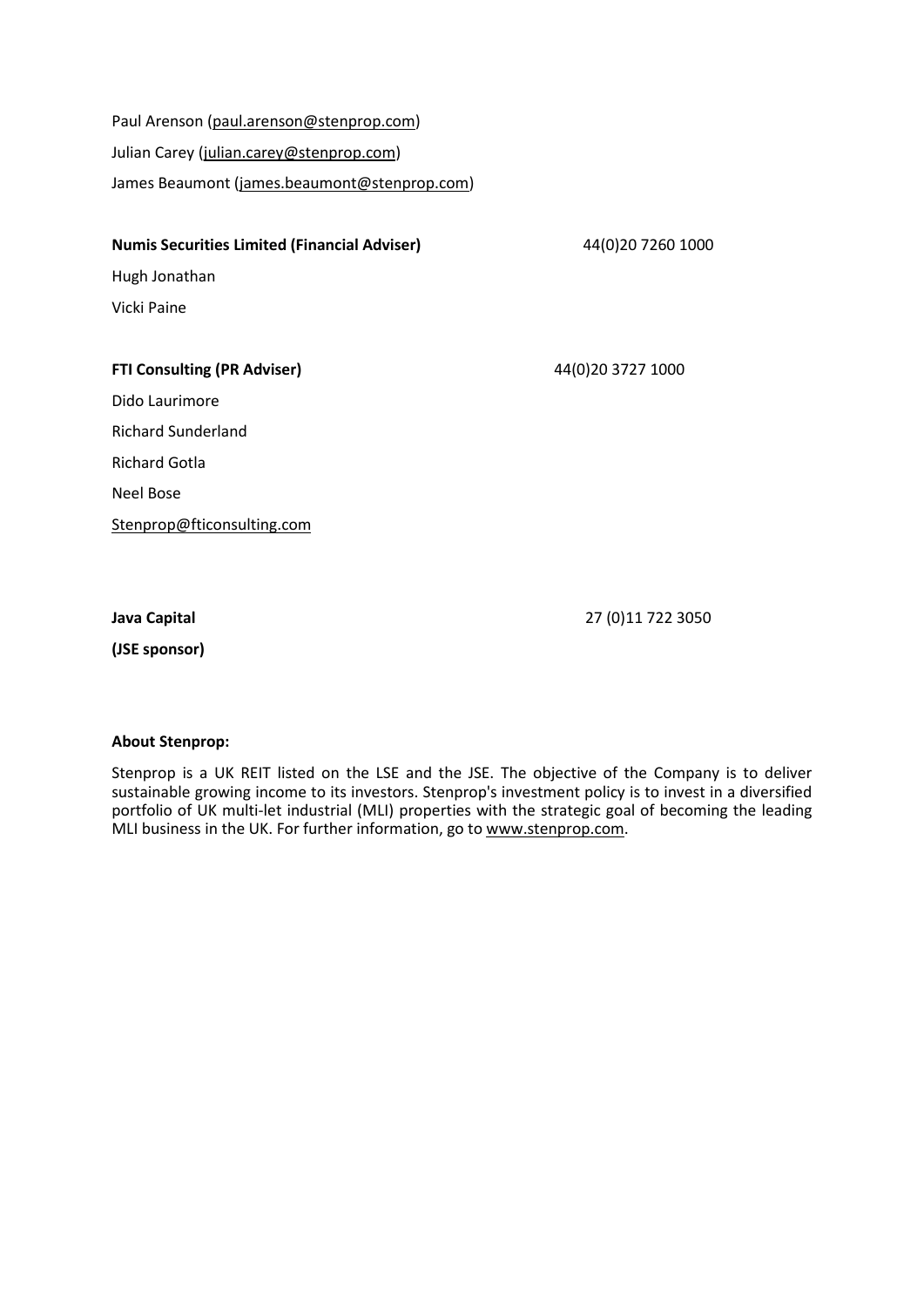Paul Arenson (paul.arenson@stenprop.com)

Julian Carey (julian.carey@stenprop.com)

James Beaumont (james.beaumont@stenprop.com)

**Numis Securities Limited (Financial Adviser)** 44(0)20 7260 1000

Hugh Jonathan

Vicki Paine

**FTI Consulting (PR Adviser)** 44(0)20 3727 1000

Dido Laurimore

Richard Sunderland

Richard Gotla

Neel Bose

Stenprop@fticonsulting.com

**Java Capital** 27 (0)11 722 3050

**(JSE sponsor)**

**About Stenprop:**

Stenprop is a UK REIT listed on the LSE and the JSE. The objective of the Company is to deliver sustainable growing income to its investors. Stenprop's investment policy is to invest in a diversified portfolio of UK multi-let industrial (MLI) properties with the strategic goal of becoming the leading MLI business in the UK. For further information, go to www.stenprop.com.